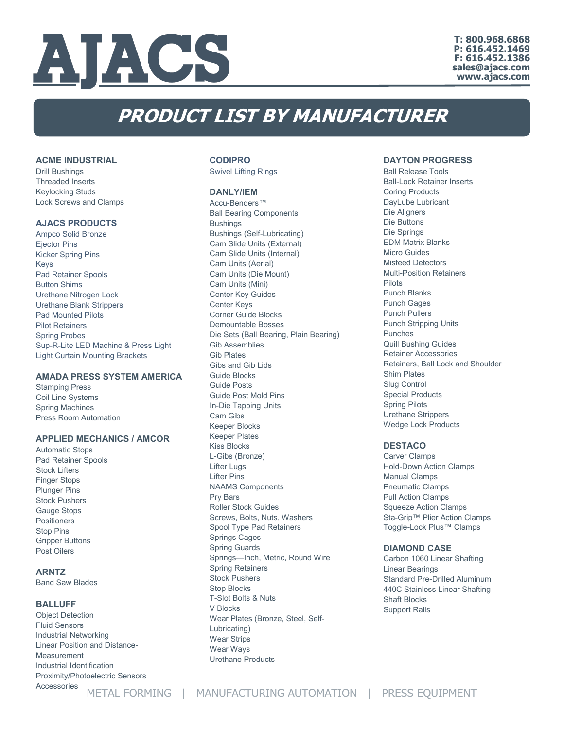# AJACS

T: 800.968.6868
P: 616.452.1469
F: 616.452.1386
sales@ajacs.com
www.ajacs.com

## PRODUCT LIST BY MANUFACTURER

### ACME INDUSTRIAL

Drill Bushings
Threaded Inserts
Keylocking Studs
Lock Screws and Clamps

### AJACS PRODUCTS

Ampco Solid Bronze
Ejector Pins
Kicker Spring Pins
Keys
Pad Retainer Spools
Button Shims
Urethane Nitrogen Lock
Urethane Blank Strippers
Pad Mounted Pilots
Pilot Retainers
Spring Probes
Sup-R-Lite LED Machine & Press Light
Light Curtain Mounting Brackets

### AMADA PRESS SYSTEM AMERICA

Stamping Press
Coil Line Systems
Spring Machines
Press Room Automation

### APPLIED MECHANICS / AMCOR

Automatic Stops
Pad Retainer Spools
Stock Lifters
Finger Stops
Plunger Pins
Stock Pushers
Gauge Stops
Positioners
Stop Pins
Gripper Buttons
Post Oilers

### ARNTZ

Band Saw Blades

### BALLUFF

Object Detection
Fluid Sensors
Industrial Networking
Linear Position and Distance-Measurement
Industrial Identification
Proximity/Photoelectric Sensors
Accessories

### CODIPRO

Swivel Lifting Rings

### DANLY/IEM

Accu-Benders™
Ball Bearing Components
Bushings
Bushings (Self-Lubricating)
Cam Slide Units (External)
Cam Slide Units (Internal)
Cam Units (Aerial)
Cam Units (Die Mount)
Cam Units (Mini)
Center Key Guides
Center Keys
Corner Guide Blocks
Demountable Bosses
Die Sets (Ball Bearing, Plain Bearing)
Gib Assemblies
Gib Plates
Gibs and Gib Lids
Guide Blocks
Guide Posts
Guide Post Mold Pins
In-Die Tapping Units
Cam Gibs
Keeper Blocks
Keeper Plates
Kiss Blocks
L-Gibs (Bronze)
Lifter Lugs
Lifter Pins
NAAMS Components
Pry Bars
Roller Stock Guides
Screws, Bolts, Nuts, Washers
Spool Type Pad Retainers
Springs Cages
Spring Guards
Springs—Inch, Metric, Round Wire
Spring Retainers
Stock Pushers
Stop Blocks
T-Slot Bolts & Nuts
V Blocks
Wear Plates (Bronze, Steel, Self-Lubricating)
Wear Strips
Wear Ways
Urethane Products

### DAYTON PROGRESS

Ball Release Tools
Ball-Lock Retainer Inserts
Coring Products
DayLube Lubricant
Die Aligners
Die Buttons
Die Springs
EDM Matrix Blanks
Micro Guides
Misfeed Detectors
Multi-Position Retainers
Pilots
Punch Blanks
Punch Gages
Punch Pullers
Punch Stripping Units
Punches
Quill Bushing Guides
Retainer Accessories
Retainers, Ball Lock and Shoulder
Shim Plates
Slug Control
Special Products
Spring Pilots
Urethane Strippers
Wedge Lock Products

### DESTACO

Carver Clamps
Hold-Down Action Clamps
Manual Clamps
Pneumatic Clamps
Pull Action Clamps
Squeeze Action Clamps
Sta-Grip™ Plier Action Clamps
Toggle-Lock Plus™ Clamps

### DIAMOND CASE

Carbon 1060 Linear Shafting
Linear Bearings
Standard Pre-Drilled Aluminum
440C Stainless Linear Shafting
Shaft Blocks
Support Rails

METAL FORMING | MANUFACTURING AUTOMATION | PRESS EQUIPMENT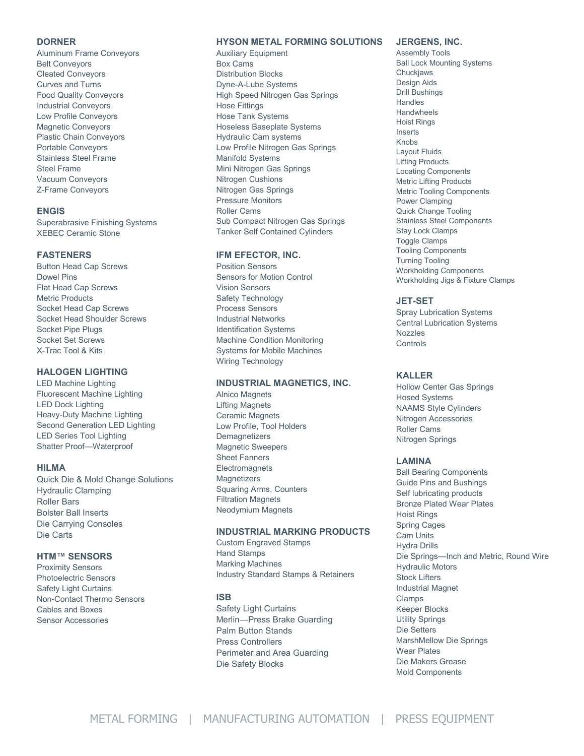### DORNER

Aluminum Frame Conveyors
Belt Conveyors
Cleated Conveyors
Curves and Turns
Food Quality Conveyors
Industrial Conveyors
Low Profile Conveyors
Magnetic Conveyors
Plastic Chain Conveyors
Portable Conveyors
Stainless Steel Frame
Steel Frame
Vacuum Conveyors
Z-Frame Conveyors

### ENGIS

Superabrasive Finishing Systems
XEBEC Ceramic Stone

### FASTENERS

Button Head Cap Screws
Dowel Pins
Flat Head Cap Screws
Metric Products
Socket Head Cap Screws
Socket Head Shoulder Screws
Socket Pipe Plugs
Socket Set Screws
X-Trac Tool & Kits

### HALOGEN LIGHTING

LED Machine Lighting
Fluorescent Machine Lighting
LED Dock Lighting
Heavy-Duty Machine Lighting
Second Generation LED Lighting
LED Series Tool Lighting
Shatter Proof—Waterproof

### HILMA

Quick Die & Mold Change Solutions
Hydraulic Clamping
Roller Bars
Bolster Ball Inserts
Die Carrying Consoles
Die Carts

### HTM™ SENSORS

Proximity Sensors
Photoelectric Sensors
Safety Light Curtains
Non-Contact Thermo Sensors
Cables and Boxes
Sensor Accessories

### HYSON METAL FORMING SOLUTIONS

Auxiliary Equipment
Box Cams
Distribution Blocks
Dyne-A-Lube Systems
High Speed Nitrogen Gas Springs
Hose Fittings
Hose Tank Systems
Hoseless Baseplate Systems
Hydraulic Cam systems
Low Profile Nitrogen Gas Springs
Manifold Systems
Mini Nitrogen Gas Springs
Nitrogen Cushions
Nitrogen Gas Springs
Pressure Monitors
Roller Cams
Sub Compact Nitrogen Gas Springs
Tanker Self Contained Cylinders

### IFM EFECTOR, INC.

Position Sensors
Sensors for Motion Control
Vision Sensors
Safety Technology
Process Sensors
Industrial Networks
Identification Systems
Machine Condition Monitoring
Systems for Mobile Machines
Wiring Technology

### INDUSTRIAL MAGNETICS, INC.

Alnico Magnets
Lifting Magnets
Ceramic Magnets
Low Profile, Tool Holders
Demagnetizers
Magnetic Sweepers
Sheet Fanners
Electromagnets
Magnetizers
Squaring Arms, Counters
Filtration Magnets
Neodymium Magnets

### INDUSTRIAL MARKING PRODUCTS

Custom Engraved Stamps
Hand Stamps
Marking Machines
Industry Standard Stamps & Retainers

### ISB

Safety Light Curtains
Merlin—Press Brake Guarding
Palm Button Stands
Press Controllers
Perimeter and Area Guarding
Die Safety Blocks

### JERGENS, INC.

Assembly Tools
Ball Lock Mounting Systems
Chuckjaws
Design Aids
Drill Bushings
Handles
Handwheels
Hoist Rings
Inserts
Knobs
Layout Fluids
Lifting Products
Locating Components
Metric Lifting Products
Metric Tooling Components
Power Clamping
Quick Change Tooling
Stainless Steel Components
Stay Lock Clamps
Toggle Clamps
Tooling Components
Turning Tooling
Workholding Components
Workholding Jigs & Fixture Clamps

### JET-SET

Spray Lubrication Systems
Central Lubrication Systems
Nozzles
Controls

### KALLER

Hollow Center Gas Springs
Hosed Systems
NAAMS Style Cylinders
Nitrogen Accessories
Roller Cams
Nitrogen Springs

### LAMINA

Ball Bearing Components
Guide Pins and Bushings
Self lubricating products
Bronze Plated Wear Plates
Hoist Rings
Spring Cages
Cam Units
Hydra Drills
Die Springs—Inch and Metric, Round Wire
Hydraulic Motors
Stock Lifters
Industrial Magnet
Clamps
Keeper Blocks
Utility Springs
Die Setters
MarshMellow Die Springs
Wear Plates
Die Makers Grease
Mold Components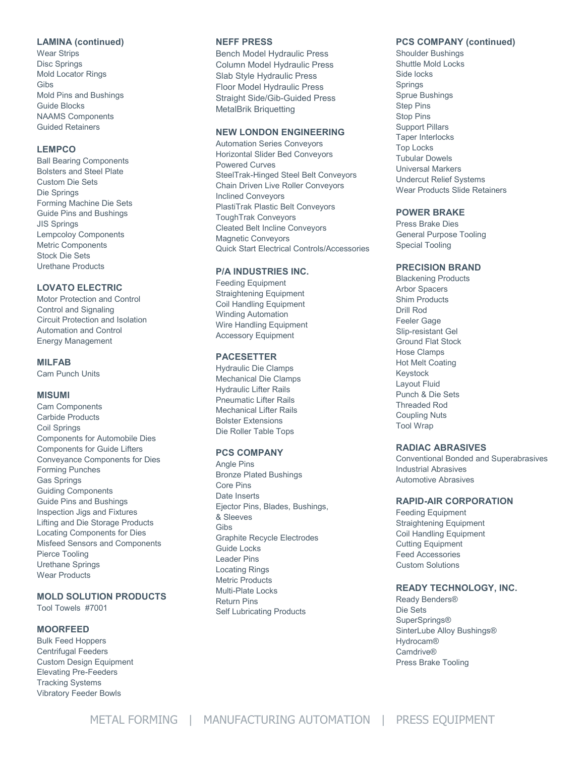## LAMINA (continued)

Wear Strips
Disc Springs
Mold Locator Rings
Gibs
Mold Pins and Bushings
Guide Blocks
NAAMS Components
Guided Retainers

## LEMPCO

Ball Bearing Components
Bolsters and Steel Plate
Custom Die Sets
Die Springs
Forming Machine Die Sets
Guide Pins and Bushings
JIS Springs
Lempcoloy Components
Metric Components
Stock Die Sets
Urethane Products

## LOVATO ELECTRIC

Motor Protection and Control
Control and Signaling
Circuit Protection and Isolation
Automation and Control
Energy Management

## MILFAB

Cam Punch Units

## MISUMI

Cam Components
Carbide Products
Coil Springs
Components for Automobile Dies
Components for Guide Lifters
Conveyance Components for Dies
Forming Punches
Gas Springs
Guiding Components
Guide Pins and Bushings
Inspection Jigs and Fixtures
Lifting and Die Storage Products
Locating Components for Dies
Misfeed Sensors and Components
Pierce Tooling
Urethane Springs
Wear Products

## MOLD SOLUTION PRODUCTS

Tool Towels #7001

## MOORFEED

Bulk Feed Hoppers
Centrifugal Feeders
Custom Design Equipment
Elevating Pre-Feeders
Tracking Systems
Vibratory Feeder Bowls

## NEFF PRESS

Bench Model Hydraulic Press
Column Model Hydraulic Press
Slab Style Hydraulic Press
Floor Model Hydraulic Press
Straight Side/Gib-Guided Press
MetalBrik Briquetting

## NEW LONDON ENGINEERING

Automation Series Conveyors
Horizontal Slider Bed Conveyors
Powered Curves
SteelTrak-Hinged Steel Belt Conveyors
Chain Driven Live Roller Conveyors
Inclined Conveyors
PlastiTrak Plastic Belt Conveyors
ToughTrak Conveyors
Cleated Belt Incline Conveyors
Magnetic Conveyors
Quick Start Electrical Controls/Accessories

## P/A INDUSTRIES INC.

Feeding Equipment
Straightening Equipment
Coil Handling Equipment
Winding Automation
Wire Handling Equipment
Accessory Equipment

## PACESETTER

Hydraulic Die Clamps
Mechanical Die Clamps
Hydraulic Lifter Rails
Pneumatic Lifter Rails
Mechanical Lifter Rails
Bolster Extensions
Die Roller Table Tops

## PCS COMPANY

Angle Pins
Bronze Plated Bushings
Core Pins
Date Inserts
Ejector Pins, Blades, Bushings, & Sleeves
Gibs
Graphite Recycle Electrodes
Guide Locks
Leader Pins
Locating Rings
Metric Products
Multi-Plate Locks
Return Pins
Self Lubricating Products

## PCS COMPANY (continued)

Shoulder Bushings
Shuttle Mold Locks
Side locks
Springs
Sprue Bushings
Step Pins
Stop Pins
Support Pillars
Taper Interlocks
Top Locks
Tubular Dowels
Universal Markers
Undercut Relief Systems
Wear Products Slide Retainers

## POWER BRAKE

Press Brake Dies
General Purpose Tooling
Special Tooling

## PRECISION BRAND

Blackening Products
Arbor Spacers
Shim Products
Drill Rod
Feeler Gage
Slip-resistant Gel
Ground Flat Stock
Hose Clamps
Hot Melt Coating
Keystock
Layout Fluid
Punch & Die Sets
Threaded Rod
Coupling Nuts
Tool Wrap

## RADIAC ABRASIVES

Conventional Bonded and Superabrasives
Industrial Abrasives
Automotive Abrasives

## RAPID-AIR CORPORATION

Feeding Equipment
Straightening Equipment
Coil Handling Equipment
Cutting Equipment
Feed Accessories
Custom Solutions

## READY TECHNOLOGY, INC.

Ready Benders®
Die Sets
SuperSprings®
SinterLube Alloy Bushings®
Hydrocam®
Camdrive®
Press Brake Tooling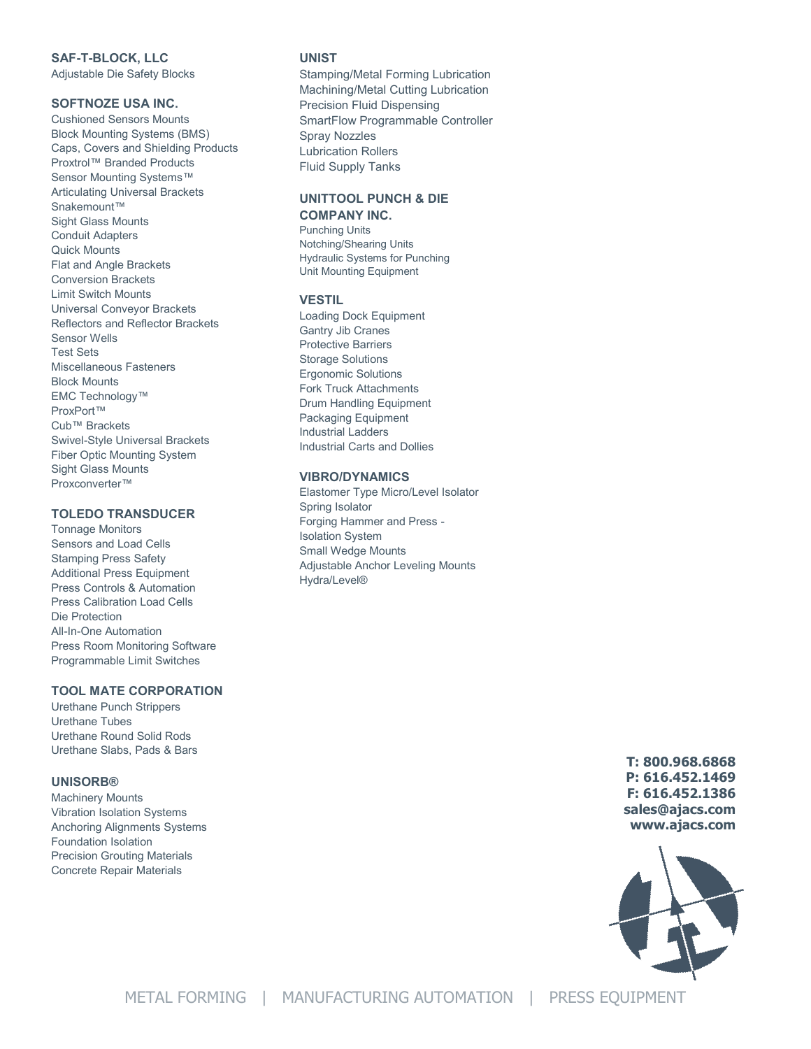### SAF-T-BLOCK, LLC

Adjustable Die Safety Blocks

### SOFTNOZE USA INC.

Cushioned Sensors Mounts
Block Mounting Systems (BMS)
Caps, Covers and Shielding Products
Proxtrol™ Branded Products
Sensor Mounting Systems™
Articulating Universal Brackets
Snakemount™
Sight Glass Mounts
Conduit Adapters
Quick Mounts
Flat and Angle Brackets
Conversion Brackets
Limit Switch Mounts
Universal Conveyor Brackets
Reflectors and Reflector Brackets
Sensor Wells
Test Sets
Miscellaneous Fasteners
Block Mounts
EMC Technology™
ProxPort™
Cub™ Brackets
Swivel-Style Universal Brackets
Fiber Optic Mounting System
Sight Glass Mounts
Proxconverter™

### TOLEDO TRANSDUCER

Tonnage Monitors
Sensors and Load Cells
Stamping Press Safety
Additional Press Equipment
Press Controls & Automation
Press Calibration Load Cells
Die Protection
All-In-One Automation
Press Room Monitoring Software
Programmable Limit Switches

### TOOL MATE CORPORATION

Urethane Punch Strippers
Urethane Tubes
Urethane Round Solid Rods
Urethane Slabs, Pads & Bars

### UNISORB®

Machinery Mounts
Vibration Isolation Systems
Anchoring Alignments Systems
Foundation Isolation
Precision Grouting Materials
Concrete Repair Materials

### UNIST

Stamping/Metal Forming Lubrication
Machining/Metal Cutting Lubrication
Precision Fluid Dispensing
SmartFlow Programmable Controller
Spray Nozzles
Lubrication Rollers
Fluid Supply Tanks

### UNITTOOL PUNCH & DIE COMPANY INC.

Punching Units
Notching/Shearing Units
Hydraulic Systems for Punching
Unit Mounting Equipment

### VESTIL

Loading Dock Equipment
Gantry Jib Cranes
Protective Barriers
Storage Solutions
Ergonomic Solutions
Fork Truck Attachments
Drum Handling Equipment
Packaging Equipment
Industrial Ladders
Industrial Carts and Dollies

### VIBRO/DYNAMICS

Elastomer Type Micro/Level Isolator
Spring Isolator
Forging Hammer and Press - Isolation System
Small Wedge Mounts
Adjustable Anchor Leveling Mounts
Hydra/Level®

**T: 800.968.6868**
**P: 616.452.1469**
**F: 616.452.1386**
**sales@ajacs.com**
**www.ajacs.com**

METAL FORMING | MANUFACTURING AUTOMATION | PRESS EQUIPMENT